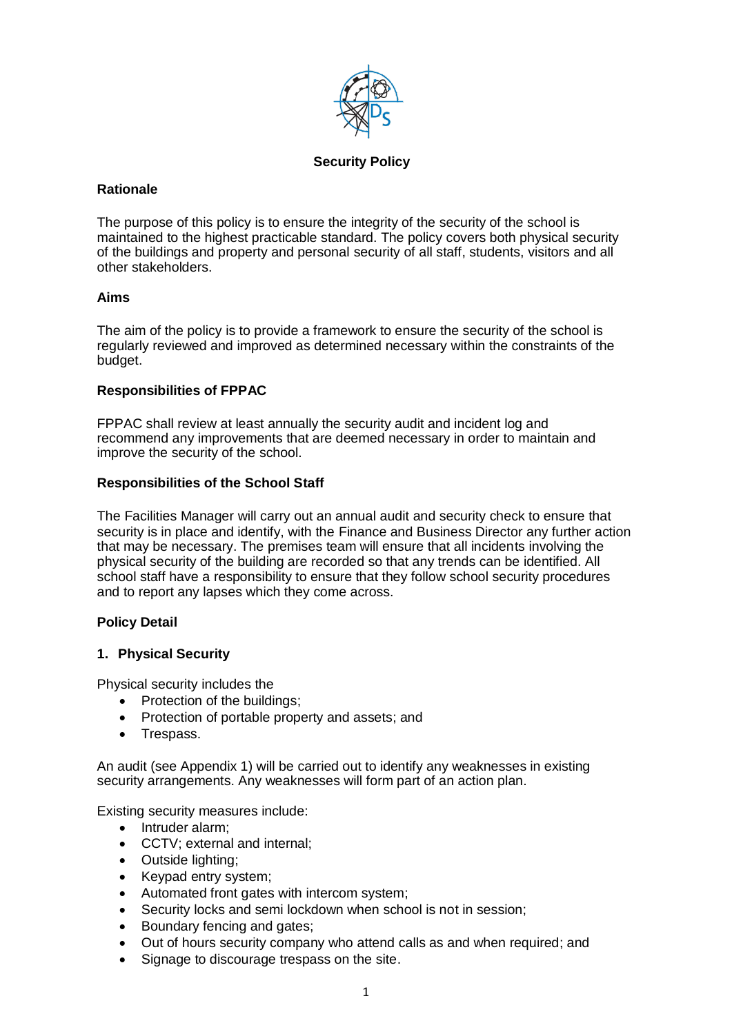# Security Policy

## Rationale

The purpose of this policy is to ensure the integrity of the security of the school is maintained to the highest practicable standard. The policy covers both physical security of the buildings and property and personal security of all staff, students, visitors and all other stakeholders.

## Aims

The aim of the policy is to provide a framework to ensure the security of the school is regularly reviewed and improved as determined necessary within the constraints of the budget.

## Responsibilities of FPPAC

FPPAC shall review at least annually the security audit and incident log and recommend any improvements that are deemed necessary in order to maintain and improve the security of the school.

## Responsibilities of the School Staff

The Facilities Manager will carry out an annual audit and security check to ensure that security is in place and identify, with the Finance and Business Director any further action that may be necessary. The premises team will ensure that all incidents involving the physical security of the building are recorded so that any trends can be identified. All school staff have a responsibility to ensure that they follow school security procedures and to report any lapses which they come across.

## Policy Detail

### 1. Physical Security

Physical security includes the

- Protection of the buildings;
- Protection of portable property and assets; and
- Trespass.

An audit (see Appendix 1) will be carried out to identify any weaknesses in existing security arrangements. Any weaknesses will form part of an action plan.

Existing security measures include:

- Intruder alarm;
- CCTV; external and internal;
- Outside lighting;
- Keypad entry system;
- Automated front gates with intercom system;
- Security locks and semi lockdown when school is not in session;
- Boundary fencing and gates;
- Out of hours security company who attend calls as and when required; and
- Signage to discourage trespass on the site.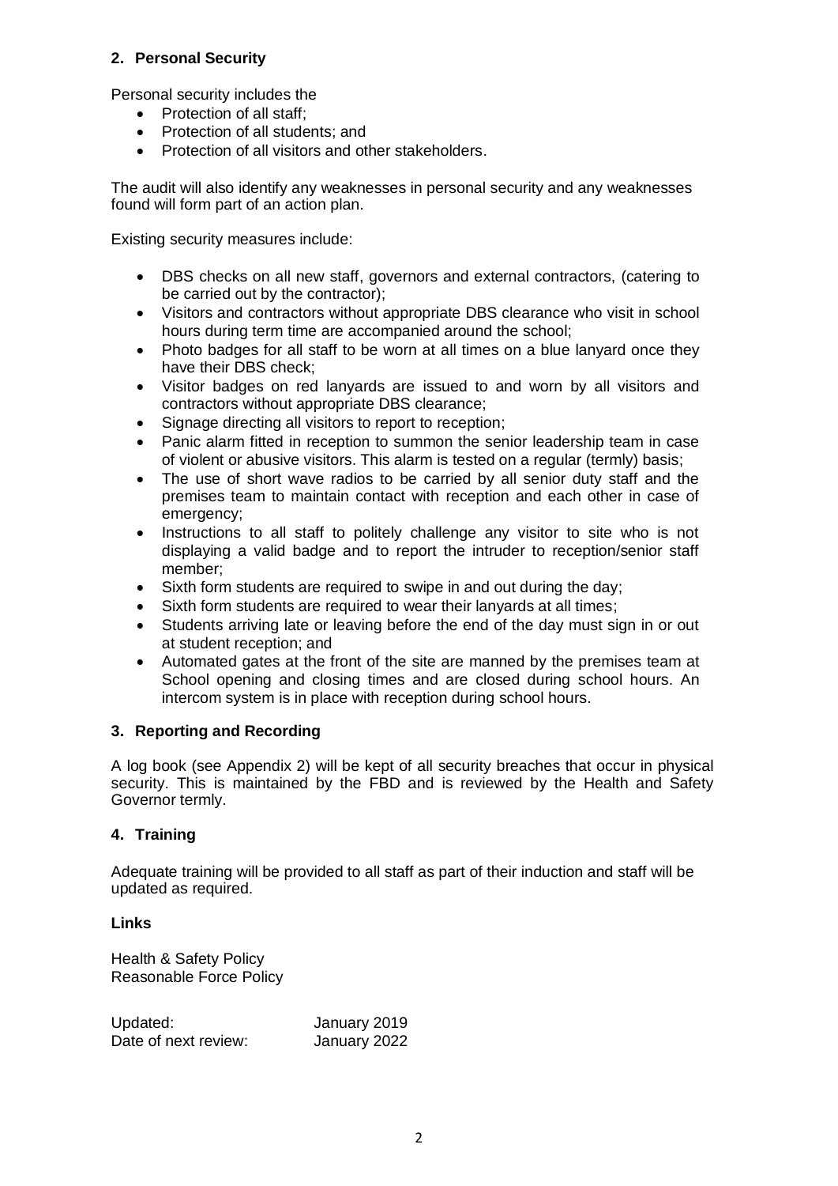## 2. Personal Security

Personal security includes the

- Protection of all staff;
- Protection of all students; and
- Protection of all visitors and other stakeholders.

The audit will also identify any weaknesses in personal security and any weaknesses found will form part of an action plan.

Existing security measures include:

- DBS checks on all new staff, governors and external contractors, (catering to be carried out by the contractor);
- Visitors and contractors without appropriate DBS clearance who visit in school hours during term time are accompanied around the school;
- Photo badges for all staff to be worn at all times on a blue lanyard once they have their DBS check;
- Visitor badges on red lanyards are issued to and worn by all visitors and contractors without appropriate DBS clearance;
- Signage directing all visitors to report to reception;
- Panic alarm fitted in reception to summon the senior leadership team in case of violent or abusive visitors. This alarm is tested on a regular (termly) basis;
- The use of short wave radios to be carried by all senior duty staff and the premises team to maintain contact with reception and each other in case of emergency;
- Instructions to all staff to politely challenge any visitor to site who is not displaying a valid badge and to report the intruder to reception/senior staff member;
- Sixth form students are required to swipe in and out during the day;
- Sixth form students are required to wear their lanyards at all times;
- Students arriving late or leaving before the end of the day must sign in or out at student reception; and
- Automated gates at the front of the site are manned by the premises team at School opening and closing times and are closed during school hours. An intercom system is in place with reception during school hours.

## 3. Reporting and Recording

A log book (see Appendix 2) will be kept of all security breaches that occur in physical security. This is maintained by the FBD and is reviewed by the Health and Safety Governor termly.

## 4. Training

Adequate training will be provided to all staff as part of their induction and staff will be updated as required.

**Links**

Health & Safety Policy
Reasonable Force Policy

Updated: January 2019
Date of next review: January 2022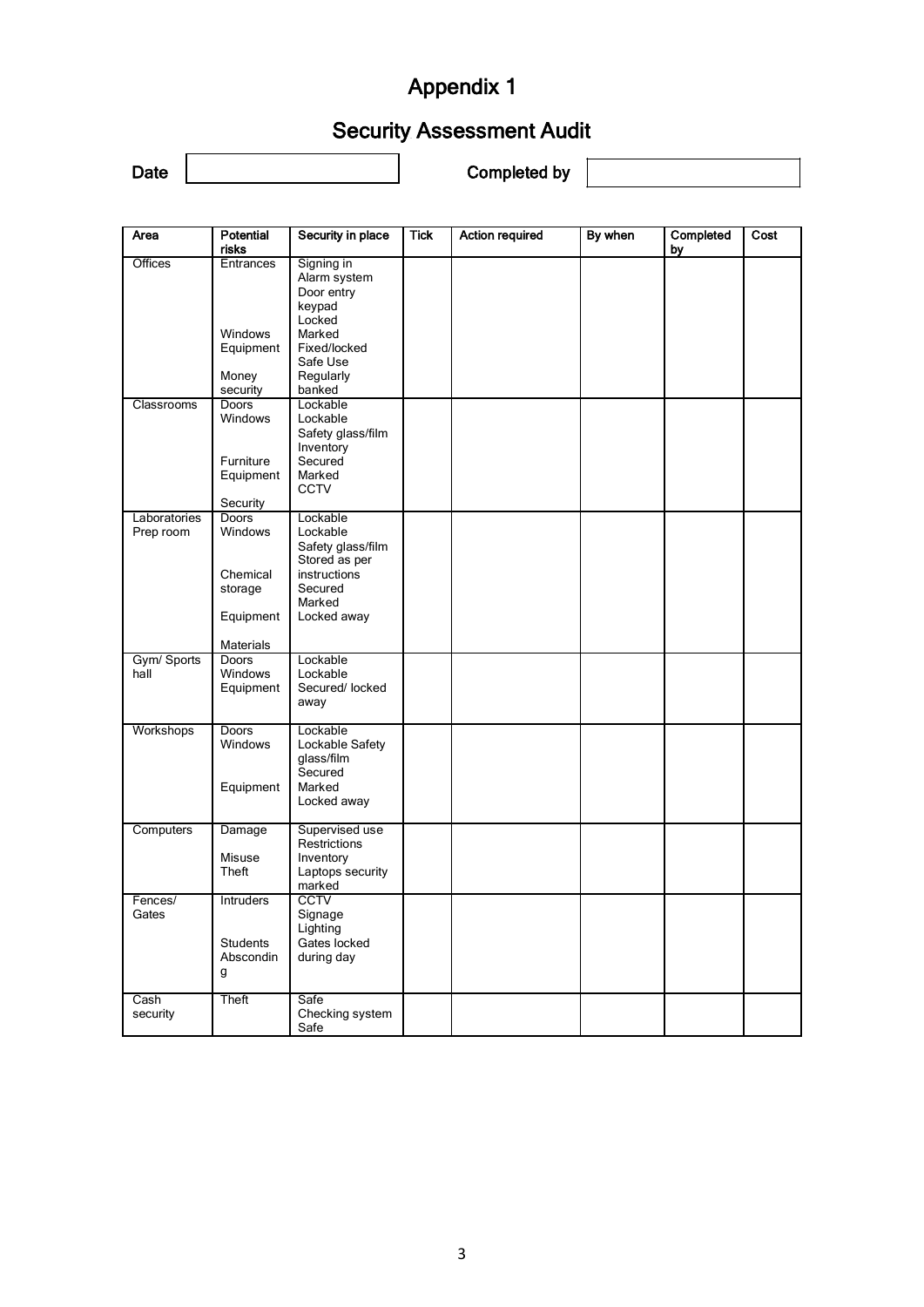# Appendix 1

## Security Assessment Audit

Date | | Completed by | |

| Area | Potential risks | Security in place | Tick | Action required | By when | Completed by | Cost |
|---|---|---|---|---|---|---|---|
| Offices | Entrances<br><br><br><br>Windows<br>Equipment<br><br>Money security | Signing in<br>Alarm system<br>Door entry keypad<br>Locked<br>Marked<br>Fixed/locked<br>Safe Use<br>Regularly banked | | | | | |
| Classrooms | Doors<br>Windows<br><br><br>Furniture<br>Equipment<br><br>Security | Lockable<br>Lockable<br>Safety glass/film<br>Inventory<br>Secured<br>Marked<br>CCTV | | | | | |
| Laboratories Prep room | Doors<br>Windows<br><br><br>Chemical storage<br><br>Equipment<br><br>Materials | Lockable<br>Lockable<br>Safety glass/film<br>Stored as per instructions<br>Secured<br>Marked<br>Locked away | | | | | |
| Gym/ Sports hall | Doors<br>Windows<br>Equipment | Lockable<br>Lockable<br>Secured/ locked away | | | | | |
| Workshops | Doors<br>Windows<br><br><br>Equipment | Lockable<br>Lockable Safety glass/film<br>Secured<br>Marked<br>Locked away | | | | | |
| Computers | Damage<br><br>Misuse<br>Theft | Supervised use<br>Restrictions<br>Inventory<br>Laptops security marked | | | | | |
| Fences/ Gates | Intruders<br><br><br>Students Absconding | CCTV<br>Signage<br>Lighting<br>Gates locked during day | | | | | |
| Cash security | Theft | Safe<br>Checking system<br>Safe | | | | | |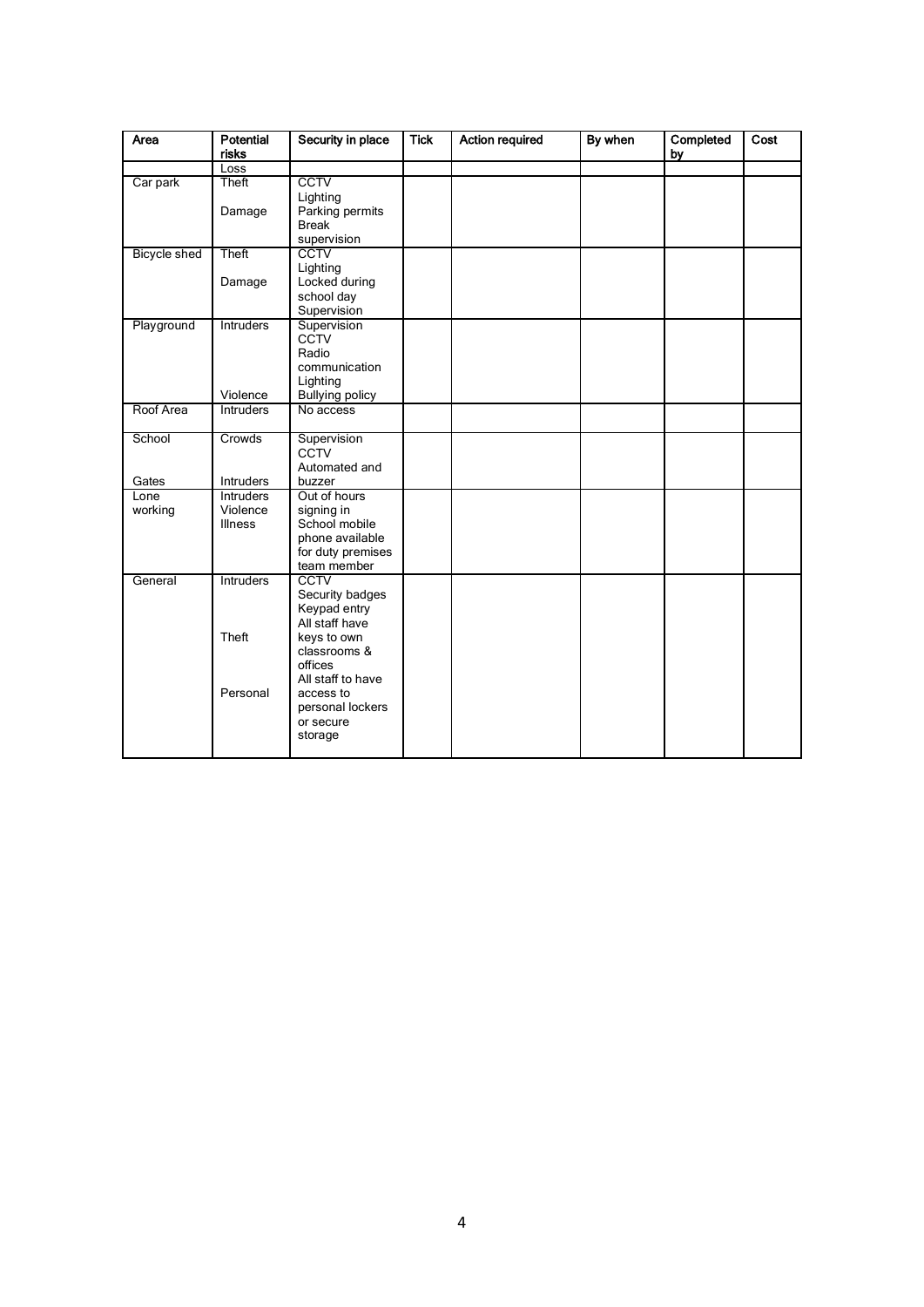| Area | Potential risks | Security in place | Tick | Action required | By when | Completed by | Cost |
|---|---|---|---|---|---|---|---|
| | Loss | | | | | | |
| Car park | Theft<br><br>Damage | CCTV<br>Lighting<br>Parking permits<br>Break supervision | | | | | |
| Bicycle shed | Theft<br><br>Damage | CCTV<br>Lighting<br>Locked during school day<br>Supervision | | | | | |
| Playground | Intruders<br><br><br><br><br>Violence | Supervision<br>CCTV<br>Radio communication<br>Lighting<br>Bullying policy | | | | | |
| Roof Area | Intruders | No access | | | | | |
| School<br><br><br>Gates | Crowds<br><br><br>Intruders | Supervision<br>CCTV<br>Automated and buzzer | | | | | |
| Lone working | Intruders<br>Violence<br>Illness | Out of hours signing in<br>School mobile phone available for duty premises team member | | | | | |
| General | Intruders<br><br><br><br>Theft<br><br><br><br>Personal | CCTV<br>Security badges<br>Keypad entry<br>All staff have keys to own classrooms & offices<br>All staff to have access to personal lockers or secure storage | | | | | |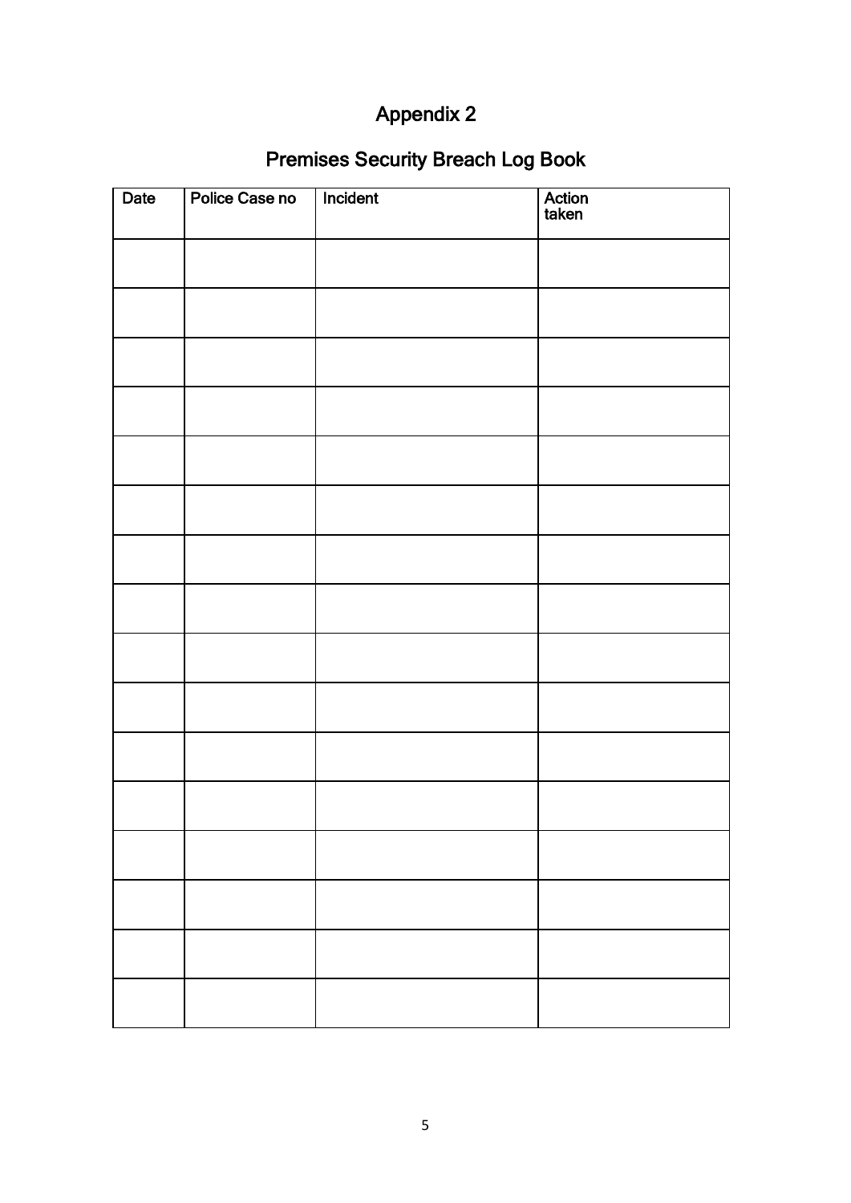# Appendix 2

## Premises Security Breach Log Book

| Date | Police Case no | Incident | Action taken |
|---|---|---|---|
| | | | |
| | | | |
| | | | |
| | | | |
| | | | |
| | | | |
| | | | |
| | | | |
| | | | |
| | | | |
| | | | |
| | | | |
| | | | |
| | | | |
| | | | |
| | | | |